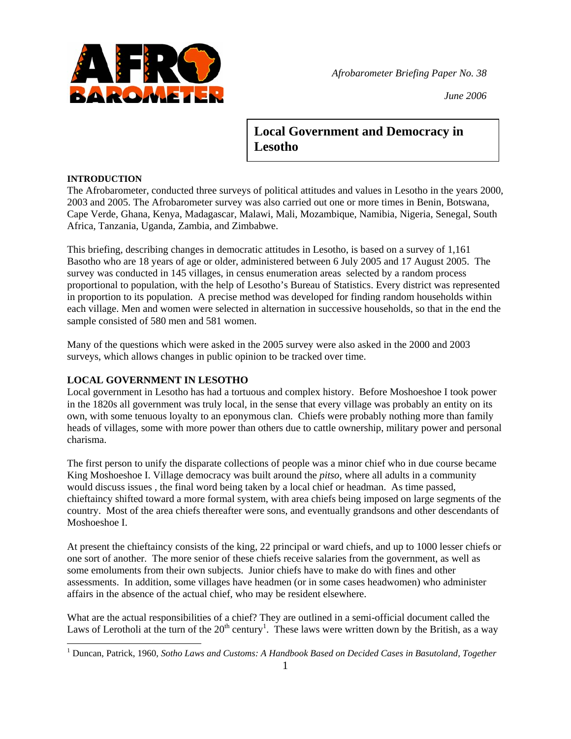*Afrobarometer Briefing Paper No. 38*

*June 2006*

# Local Government and Democracy in Lesotho

## INTRODUCTION

The Afrobarometer, conducted three surveys of political attitudes and values in Lesotho in the years 2000, 2003 and 2005. The Afrobarometer survey was also carried out one or more times in Benin, Botswana, Cape Verde, Ghana, Kenya, Madagascar, Malawi, Mali, Mozambique, Namibia, Nigeria, Senegal, South Africa, Tanzania, Uganda, Zambia, and Zimbabwe.

This briefing, describing changes in democratic attitudes in Lesotho, is based on a survey of 1,161 Basotho who are 18 years of age or older, administered between 6 July 2005 and 17 August 2005. The survey was conducted in 145 villages, in census enumeration areas selected by a random process proportional to population, with the help of Lesotho's Bureau of Statistics. Every district was represented in proportion to its population. A precise method was developed for finding random households within each village. Men and women were selected in alternation in successive households, so that in the end the sample consisted of 580 men and 581 women.

Many of the questions which were asked in the 2005 survey were also asked in the 2000 and 2003 surveys, which allows changes in public opinion to be tracked over time.

## LOCAL GOVERNMENT IN LESOTHO

Local government in Lesotho has had a tortuous and complex history. Before Moshoeshoe I took power in the 1820s all government was truly local, in the sense that every village was probably an entity on its own, with some tenuous loyalty to an eponymous clan. Chiefs were probably nothing more than family heads of villages, some with more power than others due to cattle ownership, military power and personal charisma.

The first person to unify the disparate collections of people was a minor chief who in due course became King Moshoeshoe I. Village democracy was built around the *pitso*, where all adults in a community would discuss issues , the final word being taken by a local chief or headman. As time passed, chieftaincy shifted toward a more formal system, with area chiefs being imposed on large segments of the country. Most of the area chiefs thereafter were sons, and eventually grandsons and other descendants of Moshoeshoe I.

At present the chieftaincy consists of the king, 22 principal or ward chiefs, and up to 1000 lesser chiefs or one sort of another. The more senior of these chiefs receive salaries from the government, as well as some emoluments from their own subjects. Junior chiefs have to make do with fines and other assessments. In addition, some villages have headmen (or in some cases headwomen) who administer affairs in the absence of the actual chief, who may be resident elsewhere.

What are the actual responsibilities of a chief? They are outlined in a semi-official document called the Laws of Lerotholi at the turn of the 20th century[1]. These laws were written down by the British, as a way

[1] Duncan, Patrick, 1960, *Sotho Laws and Customs: A Handbook Based on Decided Cases in Basutoland, Together*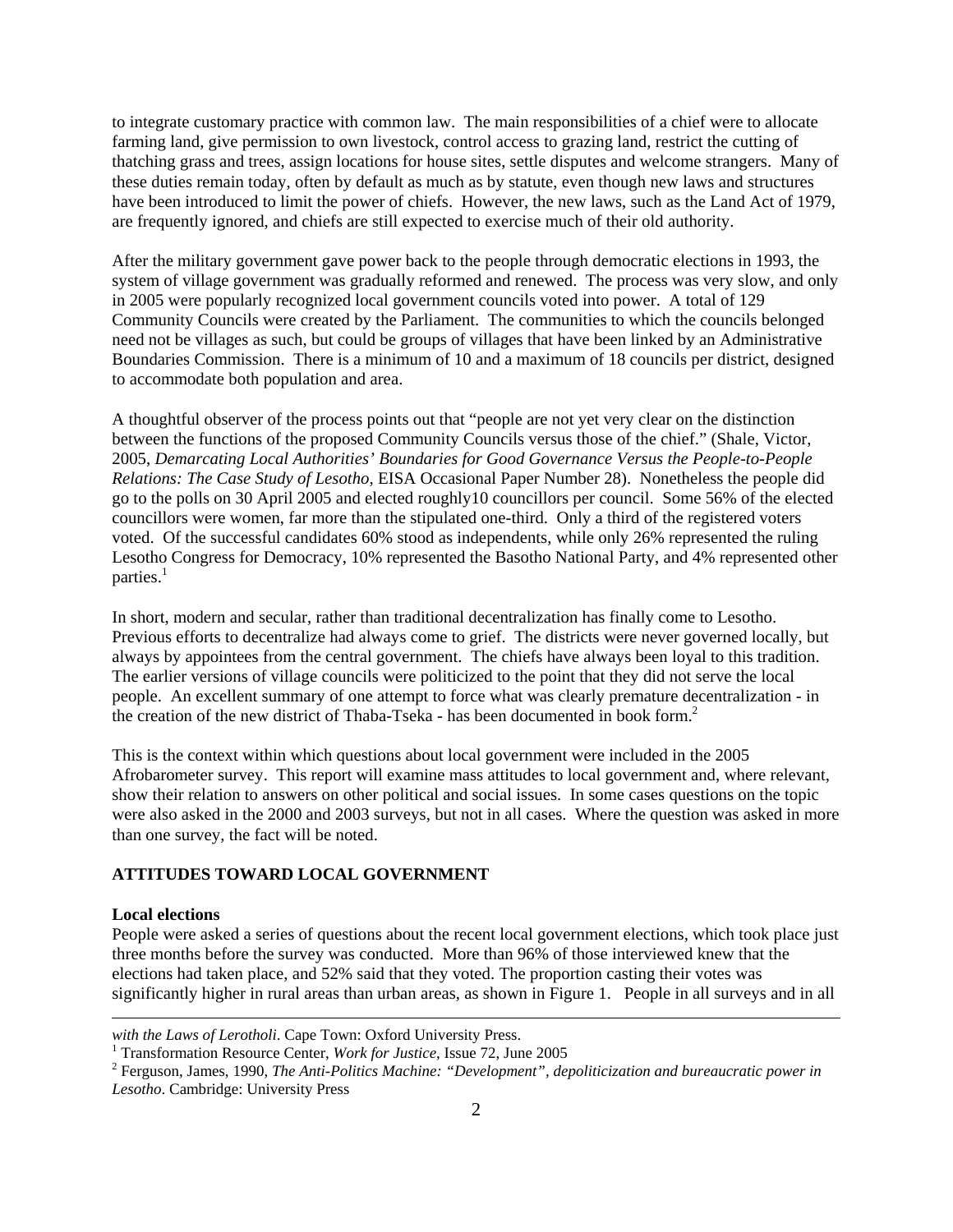to integrate customary practice with common law. The main responsibilities of a chief were to allocate farming land, give permission to own livestock, control access to grazing land, restrict the cutting of thatching grass and trees, assign locations for house sites, settle disputes and welcome strangers. Many of these duties remain today, often by default as much as by statute, even though new laws and structures have been introduced to limit the power of chiefs. However, the new laws, such as the Land Act of 1979, are frequently ignored, and chiefs are still expected to exercise much of their old authority.

After the military government gave power back to the people through democratic elections in 1993, the system of village government was gradually reformed and renewed. The process was very slow, and only in 2005 were popularly recognized local government councils voted into power. A total of 129 Community Councils were created by the Parliament. The communities to which the councils belonged need not be villages as such, but could be groups of villages that have been linked by an Administrative Boundaries Commission. There is a minimum of 10 and a maximum of 18 councils per district, designed to accommodate both population and area.

A thoughtful observer of the process points out that "people are not yet very clear on the distinction between the functions of the proposed Community Councils versus those of the chief." (Shale, Victor, 2005, *Demarcating Local Authorities' Boundaries for Good Governance Versus the People-to-People Relations: The Case Study of Lesotho*, EISA Occasional Paper Number 28). Nonetheless the people did go to the polls on 30 April 2005 and elected roughly10 councillors per council. Some 56% of the elected councillors were women, far more than the stipulated one-third. Only a third of the registered voters voted. Of the successful candidates 60% stood as independents, while only 26% represented the ruling Lesotho Congress for Democracy, 10% represented the Basotho National Party, and 4% represented other parties.[1]

In short, modern and secular, rather than traditional decentralization has finally come to Lesotho. Previous efforts to decentralize had always come to grief. The districts were never governed locally, but always by appointees from the central government. The chiefs have always been loyal to this tradition. The earlier versions of village councils were politicized to the point that they did not serve the local people. An excellent summary of one attempt to force what was clearly premature decentralization - in the creation of the new district of Thaba-Tseka - has been documented in book form.[2]

This is the context within which questions about local government were included in the 2005 Afrobarometer survey. This report will examine mass attitudes to local government and, where relevant, show their relation to answers on other political and social issues. In some cases questions on the topic were also asked in the 2000 and 2003 surveys, but not in all cases. Where the question was asked in more than one survey, the fact will be noted.

## ATTITUDES TOWARD LOCAL GOVERNMENT

### Local elections

People were asked a series of questions about the recent local government elections, which took place just three months before the survey was conducted. More than 96% of those interviewed knew that the elections had taken place, and 52% said that they voted. The proportion casting their votes was significantly higher in rural areas than urban areas, as shown in Figure 1. People in all surveys and in all

---

*with the Laws of Lerotholi*. Cape Town: Oxford University Press.

[1] Transformation Resource Center, *Work for Justice*, Issue 72, June 2005

[2] Ferguson, James, 1990, *The Anti-Politics Machine: "Development", depoliticization and bureaucratic power in Lesotho*. Cambridge: University Press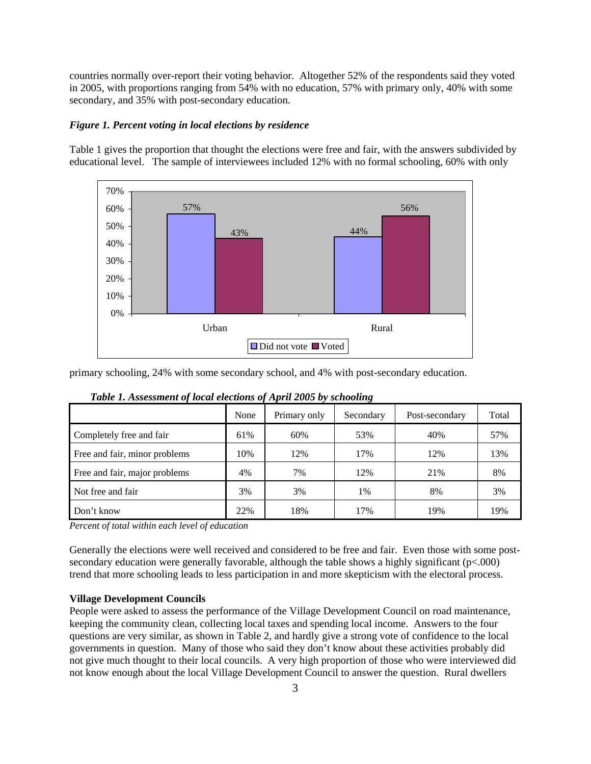countries normally over-report their voting behavior. Altogether 52% of the respondents said they voted in 2005, with proportions ranging from 54% with no education, 57% with primary only, 40% with some secondary, and 35% with post-secondary education.

***Figure 1. Percent voting in local elections by residence***

Table 1 gives the proportion that thought the elections were free and fair, with the answers subdivided by educational level. The sample of interviewees included 12% with no formal schooling, 60% with only primary schooling, 24% with some secondary school, and 4% with post-secondary education.

***Table 1. Assessment of local elections of April 2005 by schooling***

| | None | Primary only | Secondary | Post-secondary | Total |
|---|---|---|---|---|---|
| Completely free and fair | 61% | 60% | 53% | 40% | 57% |
| Free and fair, minor problems | 10% | 12% | 17% | 12% | 13% |
| Free and fair, major problems | 4% | 7% | 12% | 21% | 8% |
| Not free and fair | 3% | 3% | 1% | 8% | 3% |
| Don't know | 22% | 18% | 17% | 19% | 19% |

*Percent of total within each level of education*

Generally the elections were well received and considered to be free and fair. Even those with some post-secondary education were generally favorable, although the table shows a highly significant ($p<.000$) trend that more schooling leads to less participation in and more skepticism with the electoral process.

**Village Development Councils**

People were asked to assess the performance of the Village Development Council on road maintenance, keeping the community clean, collecting local taxes and spending local income. Answers to the four questions are very similar, as shown in Table 2, and hardly give a strong vote of confidence to the local governments in question. Many of those who said they don't know about these activities probably did not give much thought to their local councils. A very high proportion of those who were interviewed did not know enough about the local Village Development Council to answer the question. Rural dwellers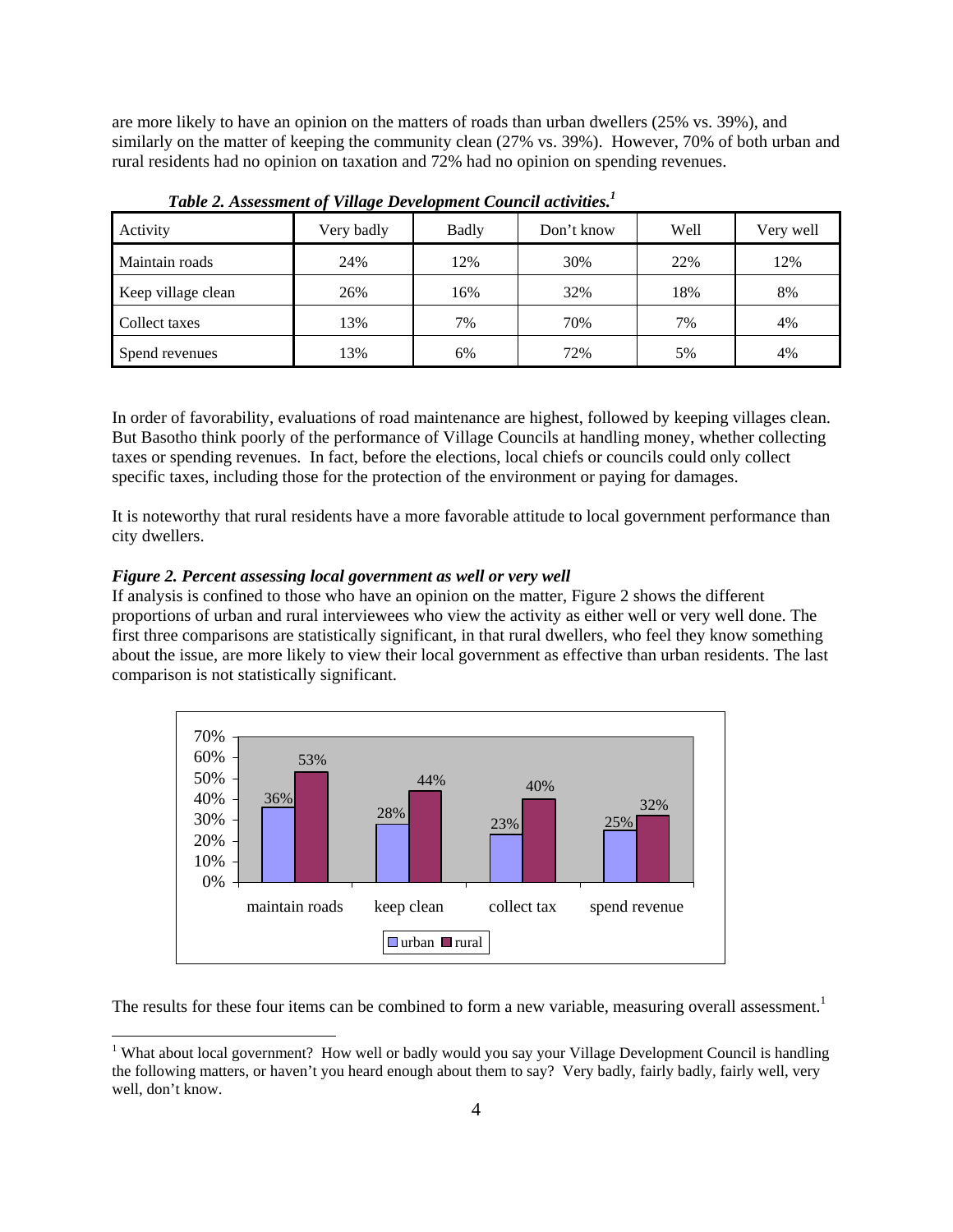are more likely to have an opinion on the matters of roads than urban dwellers (25% vs. 39%), and similarly on the matter of keeping the community clean (27% vs. 39%). However, 70% of both urban and rural residents had no opinion on taxation and 72% had no opinion on spending revenues.

***Table 2. Assessment of Village Development Council activities.*[1]**

| Activity | Very badly | Badly | Don't know | Well | Very well |
|---|---|---|---|---|---|
| Maintain roads | 24% | 12% | 30% | 22% | 12% |
| Keep village clean | 26% | 16% | 32% | 18% | 8% |
| Collect taxes | 13% | 7% | 70% | 7% | 4% |
| Spend revenues | 13% | 6% | 72% | 5% | 4% |

In order of favorability, evaluations of road maintenance are highest, followed by keeping villages clean. But Basotho think poorly of the performance of Village Councils at handling money, whether collecting taxes or spending revenues. In fact, before the elections, local chiefs or councils could only collect specific taxes, including those for the protection of the environment or paying for damages.

It is noteworthy that rural residents have a more favorable attitude to local government performance than city dwellers.

***Figure 2. Percent assessing local government as well or very well***

If analysis is confined to those who have an opinion on the matter, Figure 2 shows the different proportions of urban and rural interviewees who view the activity as either well or very well done. The first three comparisons are statistically significant, in that rural dwellers, who feel they know something about the issue, are more likely to view their local government as effective than urban residents. The last comparison is not statistically significant.

| | maintain roads | keep clean | collect tax | spend revenue |
|---|---|---|---|---|
| urban | 36% | 28% | 23% | 25% |
| rural | 53% | 44% | 40% | 32% |

The results for these four items can be combined to form a new variable, measuring overall assessment.[1]

[1] What about local government? How well or badly would you say your Village Development Council is handling the following matters, or haven't you heard enough about them to say? Very badly, fairly badly, fairly well, very well, don't know.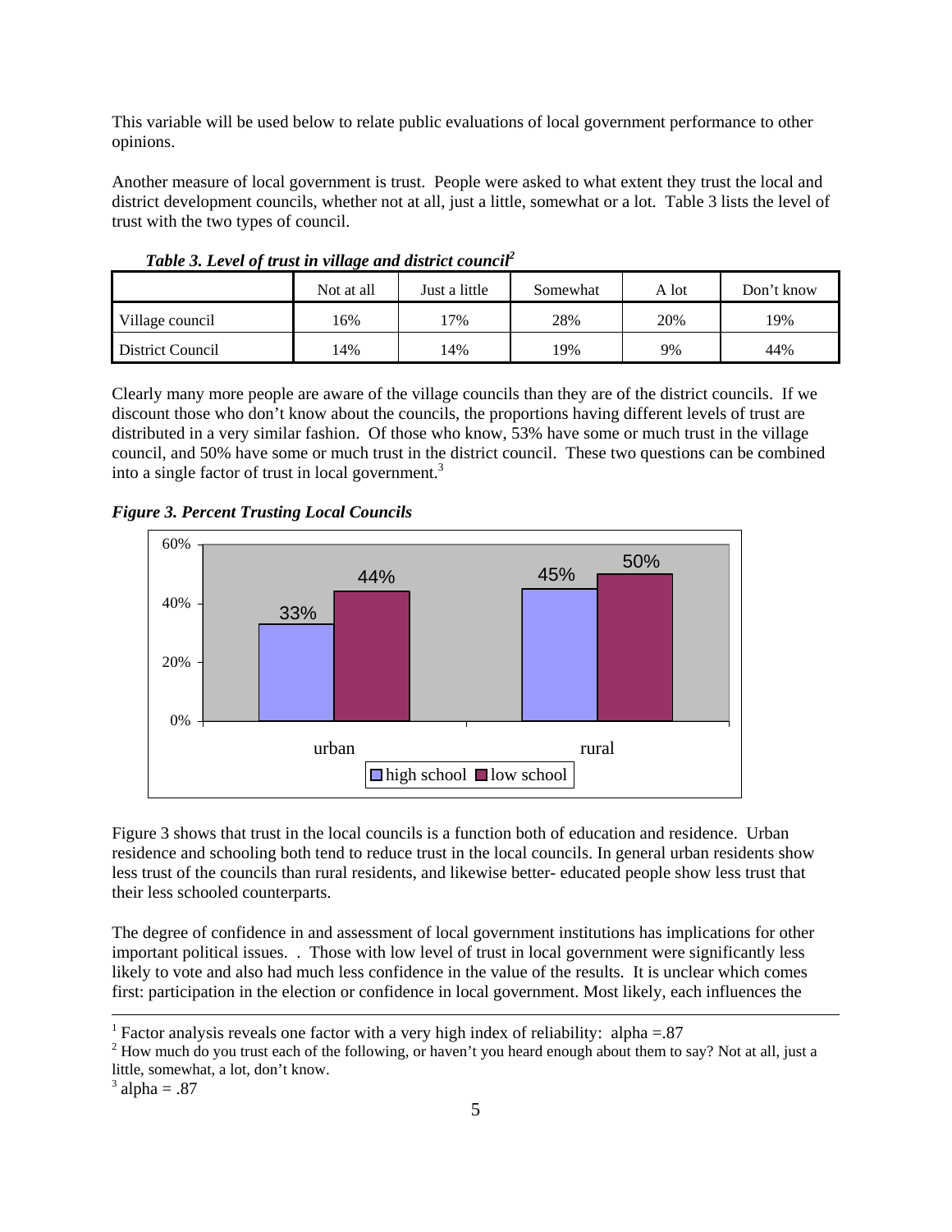This variable will be used below to relate public evaluations of local government performance to other opinions.

Another measure of local government is trust. People were asked to what extent they trust the local and district development councils, whether not at all, just a little, somewhat or a lot. Table 3 lists the level of trust with the two types of council.

***Table 3. Level of trust in village and district council[2]***

| | Not at all | Just a little | Somewhat | A lot | Don't know |
|---|---|---|---|---|---|
| Village council | 16% | 17% | 28% | 20% | 19% |
| District Council | 14% | 14% | 19% | 9% | 44% |

Clearly many more people are aware of the village councils than they are of the district councils. If we discount those who don't know about the councils, the proportions having different levels of trust are distributed in a very similar fashion. Of those who know, 53% have some or much trust in the village council, and 50% have some or much trust in the district council. These two questions can be combined into a single factor of trust in local government.[3]

***Figure 3. Percent Trusting Local Councils***

Figure 3 shows that trust in the local councils is a function both of education and residence. Urban residence and schooling both tend to reduce trust in the local councils. In general urban residents show less trust of the councils than rural residents, and likewise better- educated people show less trust that their less schooled counterparts.

The degree of confidence in and assessment of local government institutions has implications for other important political issues. . Those with low level of trust in local government were significantly less likely to vote and also had much less confidence in the value of the results. It is unclear which comes first: participation in the election or confidence in local government. Most likely, each influences the

---

[1] Factor analysis reveals one factor with a very high index of reliability: alpha =.87

[2] How much do you trust each of the following, or haven't you heard enough about them to say? Not at all, just a little, somewhat, a lot, don't know.

[3] alpha = .87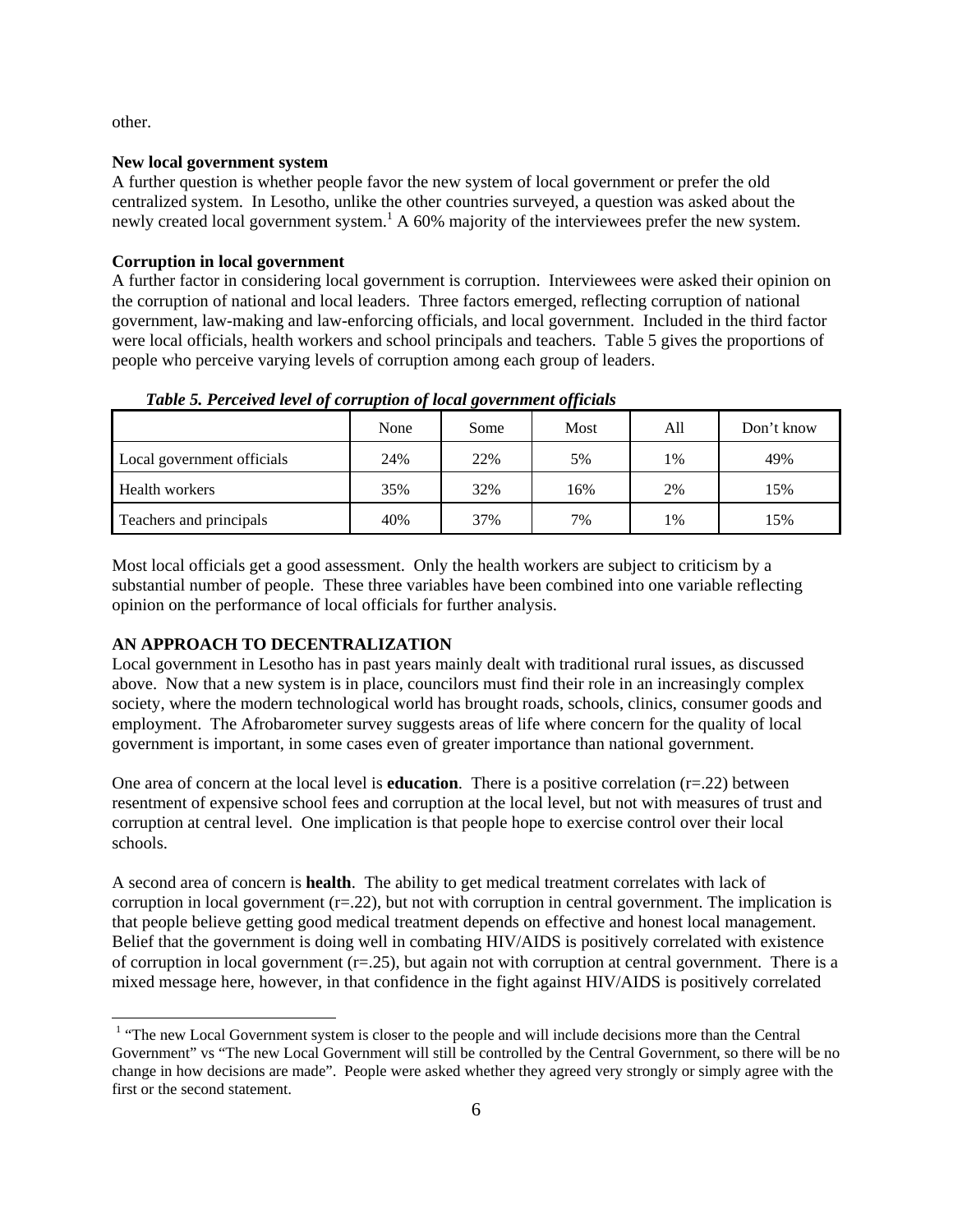other.

**New local government system**

A further question is whether people favor the new system of local government or prefer the old centralized system. In Lesotho, unlike the other countries surveyed, a question was asked about the newly created local government system.[1] A 60% majority of the interviewees prefer the new system.

**Corruption in local government**

A further factor in considering local government is corruption. Interviewees were asked their opinion on the corruption of national and local leaders. Three factors emerged, reflecting corruption of national government, law-making and law-enforcing officials, and local government. Included in the third factor were local officials, health workers and school principals and teachers. Table 5 gives the proportions of people who perceive varying levels of corruption among each group of leaders.

***Table 5. Perceived level of corruption of local government officials***

| | None | Some | Most | All | Don't know |
|---|---|---|---|---|---|
| Local government officials | 24% | 22% | 5% | 1% | 49% |
| Health workers | 35% | 32% | 16% | 2% | 15% |
| Teachers and principals | 40% | 37% | 7% | 1% | 15% |

Most local officials get a good assessment. Only the health workers are subject to criticism by a substantial number of people. These three variables have been combined into one variable reflecting opinion on the performance of local officials for further analysis.

## AN APPROACH TO DECENTRALIZATION

Local government in Lesotho has in past years mainly dealt with traditional rural issues, as discussed above. Now that a new system is in place, councilors must find their role in an increasingly complex society, where the modern technological world has brought roads, schools, clinics, consumer goods and employment. The Afrobarometer survey suggests areas of life where concern for the quality of local government is important, in some cases even of greater importance than national government.

One area of concern at the local level is **education**. There is a positive correlation (r=.22) between resentment of expensive school fees and corruption at the local level, but not with measures of trust and corruption at central level. One implication is that people hope to exercise control over their local schools.

A second area of concern is **health**. The ability to get medical treatment correlates with lack of corruption in local government (r=.22), but not with corruption in central government. The implication is that people believe getting good medical treatment depends on effective and honest local management. Belief that the government is doing well in combating HIV/AIDS is positively correlated with existence of corruption in local government (r=.25), but again not with corruption at central government. There is a mixed message here, however, in that confidence in the fight against HIV/AIDS is positively correlated

[1] "The new Local Government system is closer to the people and will include decisions more than the Central Government" vs "The new Local Government will still be controlled by the Central Government, so there will be no change in how decisions are made". People were asked whether they agreed very strongly or simply agree with the first or the second statement.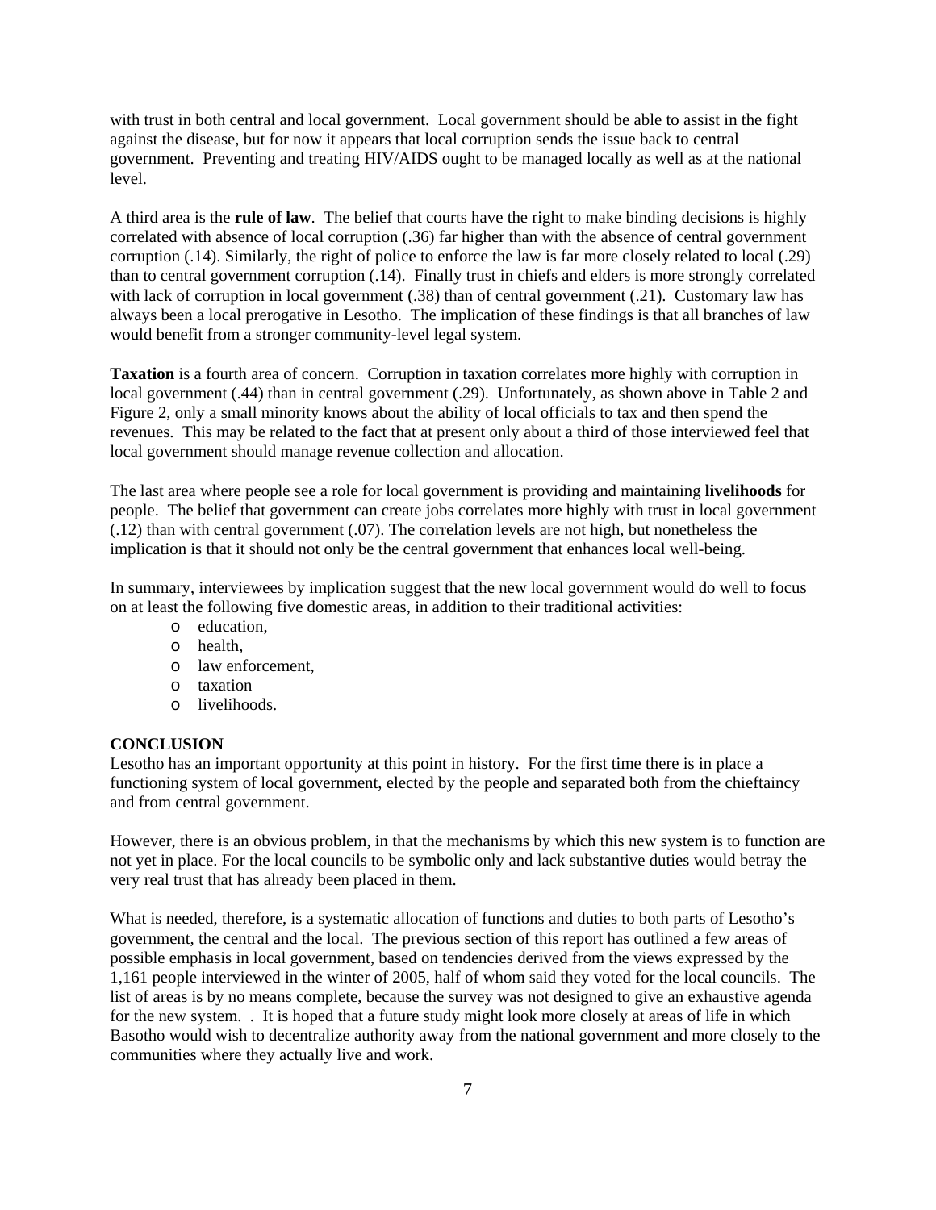with trust in both central and local government. Local government should be able to assist in the fight against the disease, but for now it appears that local corruption sends the issue back to central government. Preventing and treating HIV/AIDS ought to be managed locally as well as at the national level.

A third area is the **rule of law**. The belief that courts have the right to make binding decisions is highly correlated with absence of local corruption (.36) far higher than with the absence of central government corruption (.14). Similarly, the right of police to enforce the law is far more closely related to local (.29) than to central government corruption (.14). Finally trust in chiefs and elders is more strongly correlated with lack of corruption in local government (.38) than of central government (.21). Customary law has always been a local prerogative in Lesotho. The implication of these findings is that all branches of law would benefit from a stronger community-level legal system.

**Taxation** is a fourth area of concern. Corruption in taxation correlates more highly with corruption in local government (.44) than in central government (.29). Unfortunately, as shown above in Table 2 and Figure 2, only a small minority knows about the ability of local officials to tax and then spend the revenues. This may be related to the fact that at present only about a third of those interviewed feel that local government should manage revenue collection and allocation.

The last area where people see a role for local government is providing and maintaining **livelihoods** for people. The belief that government can create jobs correlates more highly with trust in local government (.12) than with central government (.07). The correlation levels are not high, but nonetheless the implication is that it should not only be the central government that enhances local well-being.

In summary, interviewees by implication suggest that the new local government would do well to focus on at least the following five domestic areas, in addition to their traditional activities:

- education,
- health,
- law enforcement,
- taxation
- livelihoods.

## CONCLUSION

Lesotho has an important opportunity at this point in history. For the first time there is in place a functioning system of local government, elected by the people and separated both from the chieftaincy and from central government.

However, there is an obvious problem, in that the mechanisms by which this new system is to function are not yet in place. For the local councils to be symbolic only and lack substantive duties would betray the very real trust that has already been placed in them.

What is needed, therefore, is a systematic allocation of functions and duties to both parts of Lesotho's government, the central and the local. The previous section of this report has outlined a few areas of possible emphasis in local government, based on tendencies derived from the views expressed by the 1,161 people interviewed in the winter of 2005, half of whom said they voted for the local councils. The list of areas is by no means complete, because the survey was not designed to give an exhaustive agenda for the new system. . It is hoped that a future study might look more closely at areas of life in which Basotho would wish to decentralize authority away from the national government and more closely to the communities where they actually live and work.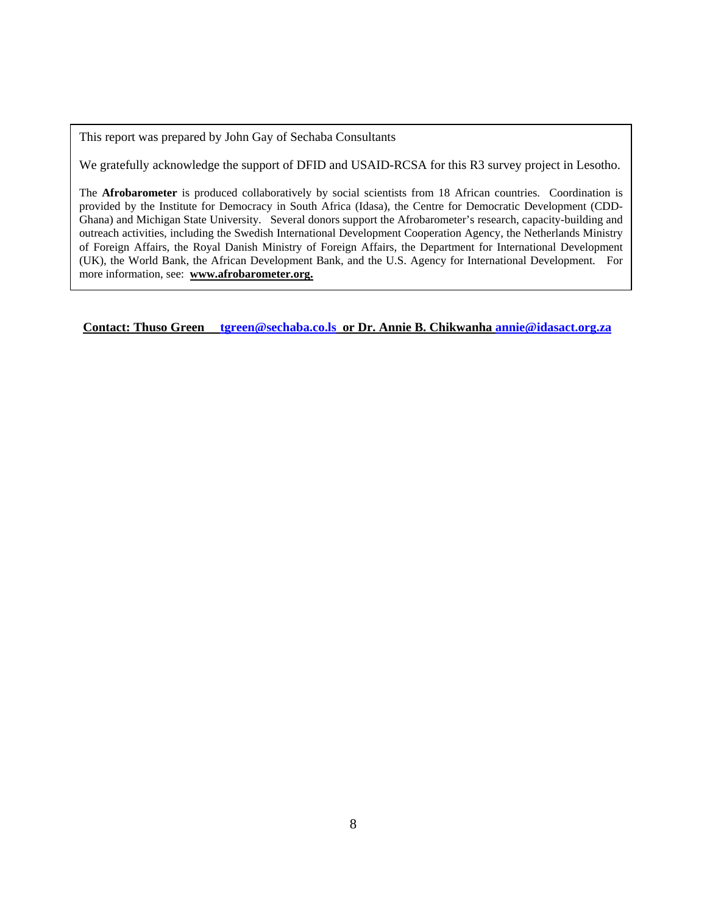This report was prepared by John Gay of Sechaba Consultants

We gratefully acknowledge the support of DFID and USAID-RCSA for this R3 survey project in Lesotho.

The **Afrobarometer** is produced collaboratively by social scientists from 18 African countries. Coordination is provided by the Institute for Democracy in South Africa (Idasa), the Centre for Democratic Development (CDD-Ghana) and Michigan State University. Several donors support the Afrobarometer's research, capacity-building and outreach activities, including the Swedish International Development Cooperation Agency, the Netherlands Ministry of Foreign Affairs, the Royal Danish Ministry of Foreign Affairs, the Department for International Development (UK), the World Bank, the African Development Bank, and the U.S. Agency for International Development. For more information, see: **www.afrobarometer.org.**

**Contact: Thuso Green tgreen@sechaba.co.ls or Dr. Annie B. Chikwanha annie@idasact.org.za**